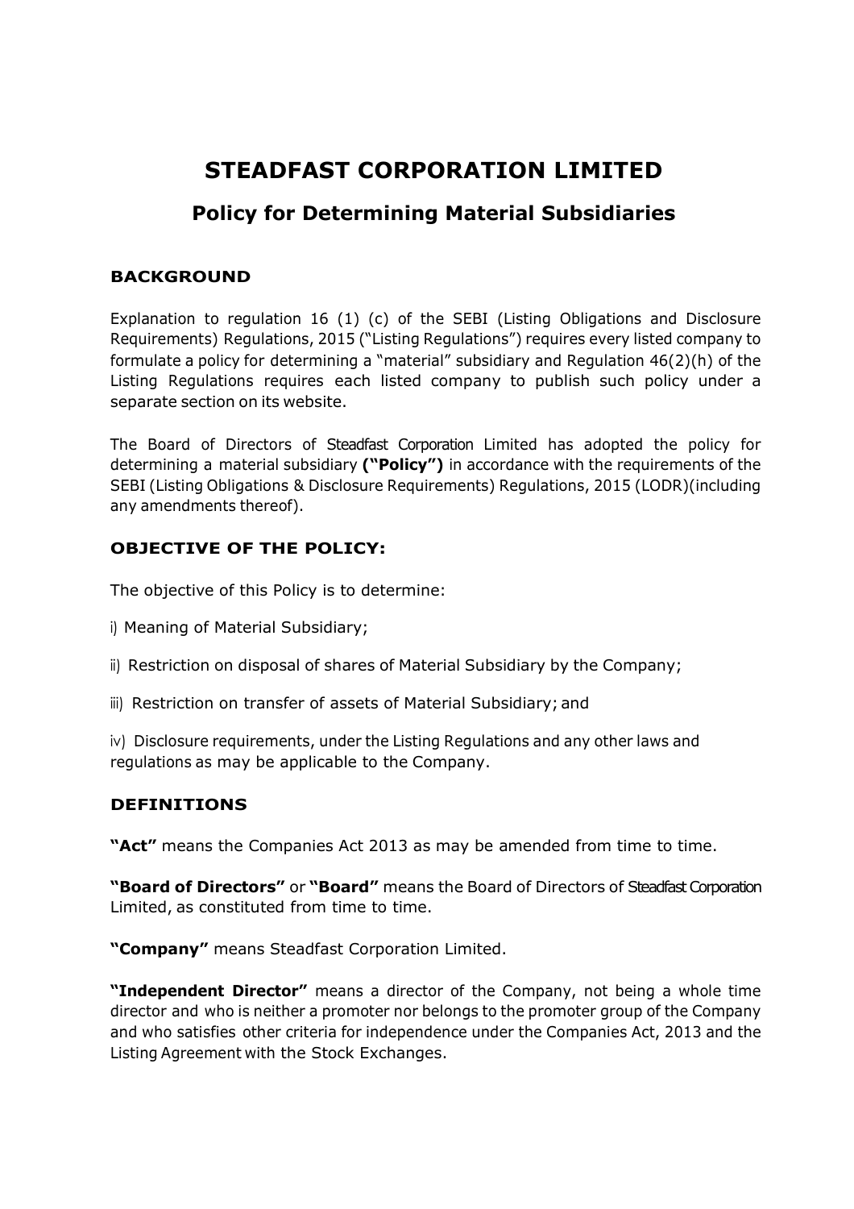# STEADFAST CORPORATION LIMITED

## Policy for Determining Material Subsidiaries

### BACKGROUND

Explanation to regulation 16 (1) (c) of the SEBI (Listing Obligations and Disclosure Requirements) Regulations, 2015 ("Listing Regulations") requires every listed company to formulate a policy for determining a "material" subsidiary and Regulation 46(2)(h) of the Listing Regulations requires each listed company to publish such policy under a separate section on its website.

The Board of Directors of Steadfast Corporation Limited has adopted the policy for determining a material subsidiary **("Policy")** in accordance with the requirements of the SEBI (Listing Obligations & Disclosure Requirements) Regulations, 2015 (LODR)(including any amendments thereof).

### OBJECTIVE OF THE POLICY:

The objective of this Policy is to determine:

i) Meaning of Material Subsidiary;

ii) Restriction on disposal of shares of Material Subsidiary by the Company;

iii) Restriction on transfer of assets of Material Subsidiary; and

iv) Disclosure requirements, under the Listing Regulations and any other laws and regulations as may be applicable to the Company.

### DEFINITIONS

**"Act"** means the Companies Act 2013 as may be amended from time to time.

**"Board of Directors"** or **"Board"** means the Board of Directors of Steadfast Corporation Limited, as constituted from time to time.

**"Company"** means Steadfast Corporation Limited.

**"Independent Director"** means a director of the Company, not being a whole time director and who is neither a promoter nor belongs to the promoter group of the Company and who satisfies other criteria for independence under the Companies Act, 2013 and the Listing Agreement with the Stock Exchanges.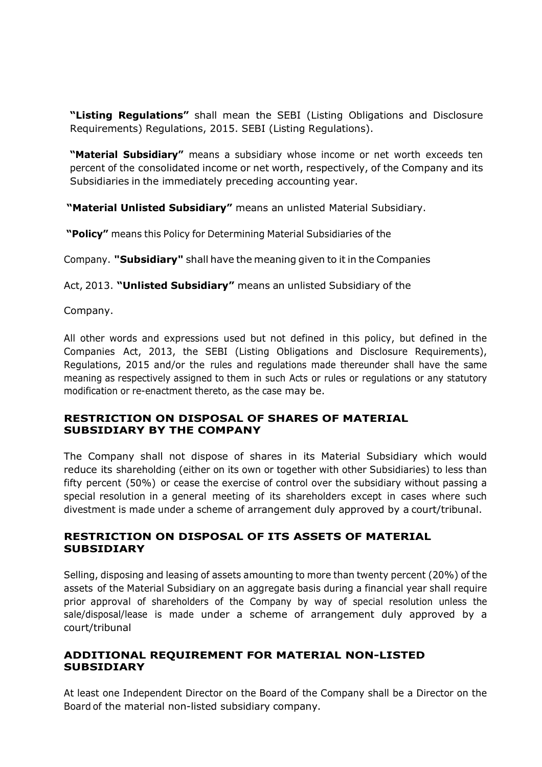**"Listing Regulations"** shall mean the SEBI (Listing Obligations and Disclosure Requirements) Regulations, 2015. SEBI (Listing Regulations).

**"Material Subsidiary"** means a subsidiary whose income or net worth exceeds ten percent of the consolidated income or net worth, respectively, of the Company and its Subsidiaries in the immediately preceding accounting year.

**"Material Unlisted Subsidiary"** means an unlisted Material Subsidiary.

**"Policy"** means this Policy for Determining Material Subsidiaries of the Company.

**"Subsidiary"** shall have the meaning given to it in the Companies Act, 2013.

**"Unlisted Subsidiary"** means an unlisted Subsidiary of the Company.

All other words and expressions used but not defined in this policy, but defined in the Companies Act, 2013, the SEBI (Listing Obligations and Disclosure Requirements), Regulations, 2015 and/or the rules and regulations made thereunder shall have the same meaning as respectively assigned to them in such Acts or rules or regulations or any statutory modification or re-enactment thereto, as the case may be.

## RESTRICTION ON DISPOSAL OF SHARES OF MATERIAL SUBSIDIARY BY THE COMPANY

The Company shall not dispose of shares in its Material Subsidiary which would reduce its shareholding (either on its own or together with other Subsidiaries) to less than fifty percent (50%) or cease the exercise of control over the subsidiary without passing a special resolution in a general meeting of its shareholders except in cases where such divestment is made under a scheme of arrangement duly approved by a court/tribunal.

## RESTRICTION ON DISPOSAL OF ITS ASSETS OF MATERIAL SUBSIDIARY

Selling, disposing and leasing of assets amounting to more than twenty percent (20%) of the assets of the Material Subsidiary on an aggregate basis during a financial year shall require prior approval of shareholders of the Company by way of special resolution unless the sale/disposal/lease is made under a scheme of arrangement duly approved by a court/tribunal

## ADDITIONAL REQUIREMENT FOR MATERIAL NON-LISTED SUBSIDIARY

At least one Independent Director on the Board of the Company shall be a Director on the Board of the material non-listed subsidiary company.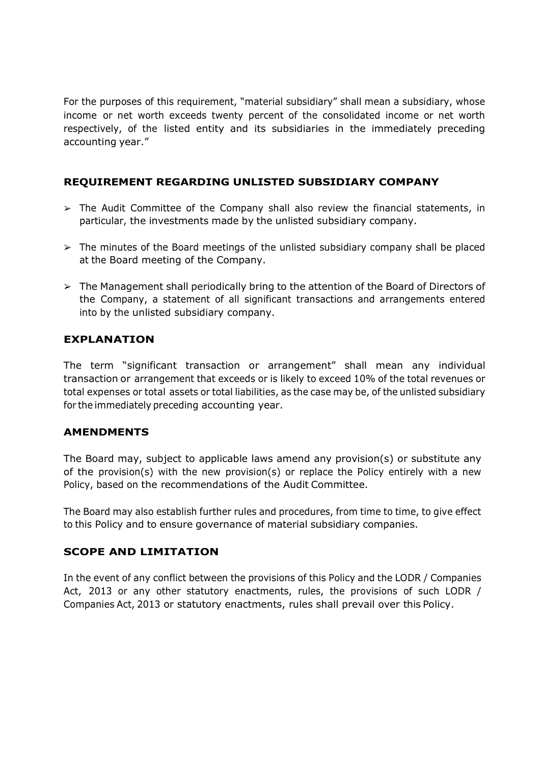For the purposes of this requirement, "material subsidiary" shall mean a subsidiary, whose income or net worth exceeds twenty percent of the consolidated income or net worth respectively, of the listed entity and its subsidiaries in the immediately preceding accounting year."

## REQUIREMENT REGARDING UNLISTED SUBSIDIARY COMPANY

- The Audit Committee of the Company shall also review the financial statements, in particular, the investments made by the unlisted subsidiary company.
- The minutes of the Board meetings of the unlisted subsidiary company shall be placed at the Board meeting of the Company.
- The Management shall periodically bring to the attention of the Board of Directors of the Company, a statement of all significant transactions and arrangements entered into by the unlisted subsidiary company.

## EXPLANATION

The term "significant transaction or arrangement" shall mean any individual transaction or arrangement that exceeds or is likely to exceed 10% of the total revenues or total expenses or total assets or total liabilities, as the case may be, of the unlisted subsidiary for the immediately preceding accounting year.

## AMENDMENTS

The Board may, subject to applicable laws amend any provision(s) or substitute any of the provision(s) with the new provision(s) or replace the Policy entirely with a new Policy, based on the recommendations of the Audit Committee.

The Board may also establish further rules and procedures, from time to time, to give effect to this Policy and to ensure governance of material subsidiary companies.

## SCOPE AND LIMITATION

In the event of any conflict between the provisions of this Policy and the LODR / Companies Act, 2013 or any other statutory enactments, rules, the provisions of such LODR / Companies Act, 2013 or statutory enactments, rules shall prevail over this Policy.